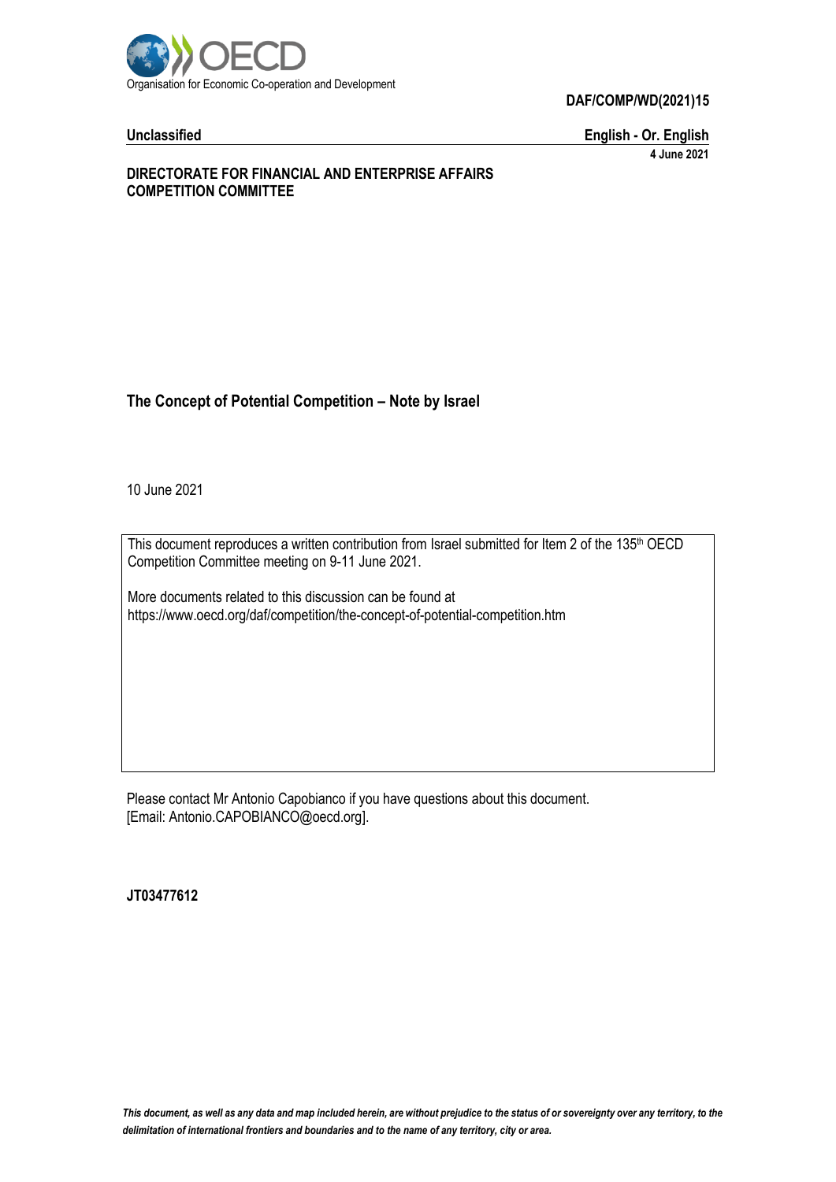Organisation for Economic Co-operation and Development

**DAF/COMP/WD(2021)15**

**Unclassified** **English - Or. English**

**4 June 2021**

**DIRECTORATE FOR FINANCIAL AND ENTERPRISE AFFAIRS**
**COMPETITION COMMITTEE**

# The Concept of Potential Competition – Note by Israel

10 June 2021

This document reproduces a written contribution from Israel submitted for Item 2 of the 135th OECD Competition Committee meeting on 9-11 June 2021.

More documents related to this discussion can be found at
https://www.oecd.org/daf/competition/the-concept-of-potential-competition.htm

Please contact Mr Antonio Capobianco if you have questions about this document.
[Email: Antonio.CAPOBIANCO@oecd.org].

**JT03477612**

*This document, as well as any data and map included herein, are without prejudice to the status of or sovereignty over any territory, to the delimitation of international frontiers and boundaries and to the name of any territory, city or area.*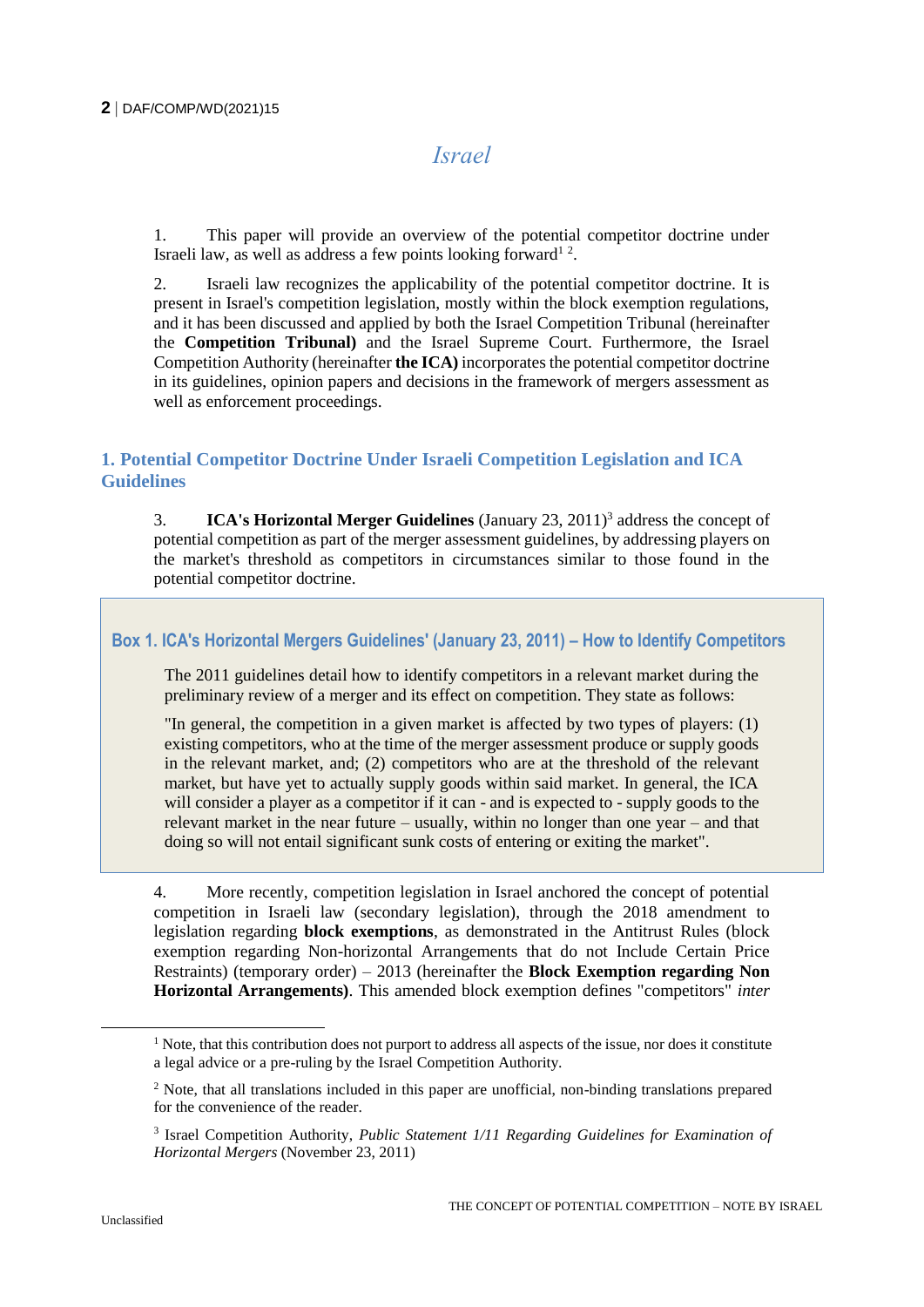# Israel

1. This paper will provide an overview of the potential competitor doctrine under Israeli law, as well as address a few points looking forward[1] [2].

2. Israeli law recognizes the applicability of the potential competitor doctrine. It is present in Israel's competition legislation, mostly within the block exemption regulations, and it has been discussed and applied by both the Israel Competition Tribunal (hereinafter the **Competition Tribunal)** and the Israel Supreme Court. Furthermore, the Israel Competition Authority (hereinafter **the ICA)** incorporates the potential competitor doctrine in its guidelines, opinion papers and decisions in the framework of mergers assessment as well as enforcement proceedings.

## 1. Potential Competitor Doctrine Under Israeli Competition Legislation and ICA Guidelines

3. **ICA's Horizontal Merger Guidelines** (January 23, 2011)[3] address the concept of potential competition as part of the merger assessment guidelines, by addressing players on the market's threshold as competitors in circumstances similar to those found in the potential competitor doctrine.

### Box 1. ICA's Horizontal Mergers Guidelines' (January 23, 2011) – How to Identify Competitors

The 2011 guidelines detail how to identify competitors in a relevant market during the preliminary review of a merger and its effect on competition. They state as follows:

"In general, the competition in a given market is affected by two types of players: (1) existing competitors, who at the time of the merger assessment produce or supply goods in the relevant market, and; (2) competitors who are at the threshold of the relevant market, but have yet to actually supply goods within said market. In general, the ICA will consider a player as a competitor if it can - and is expected to - supply goods to the relevant market in the near future – usually, within no longer than one year – and that doing so will not entail significant sunk costs of entering or exiting the market".

4. More recently, competition legislation in Israel anchored the concept of potential competition in Israeli law (secondary legislation), through the 2018 amendment to legislation regarding **block exemptions**, as demonstrated in the Antitrust Rules (block exemption regarding Non-horizontal Arrangements that do not Include Certain Price Restraints) (temporary order) – 2013 (hereinafter the **Block Exemption regarding Non Horizontal Arrangements)**. This amended block exemption defines "competitors" *inter*

---

[1] Note, that this contribution does not purport to address all aspects of the issue, nor does it constitute a legal advice or a pre-ruling by the Israel Competition Authority.

[2] Note, that all translations included in this paper are unofficial, non-binding translations prepared for the convenience of the reader.

[3] Israel Competition Authority, *Public Statement 1/11 Regarding Guidelines for Examination of Horizontal Mergers* (November 23, 2011)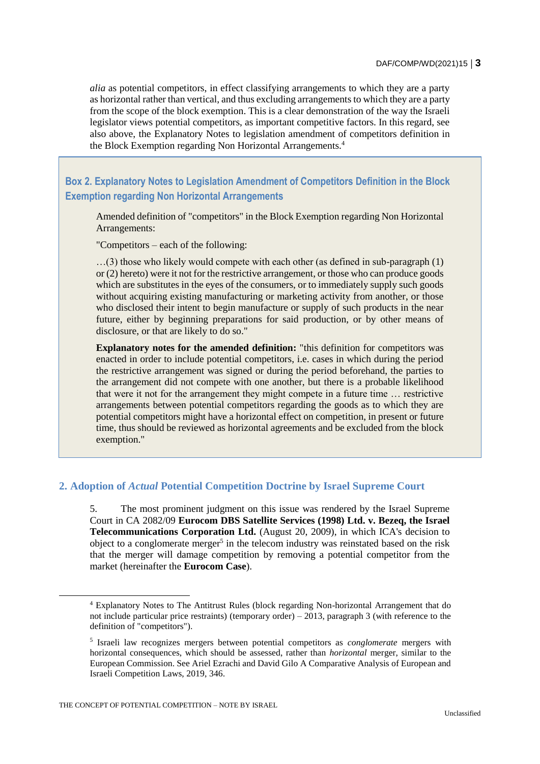*alia* as potential competitors, in effect classifying arrangements to which they are a party as horizontal rather than vertical, and thus excluding arrangements to which they are a party from the scope of the block exemption. This is a clear demonstration of the way the Israeli legislator views potential competitors, as important competitive factors. In this regard, see also above, the Explanatory Notes to legislation amendment of competitors definition in the Block Exemption regarding Non Horizontal Arrangements.[4]

> **Box 2. Explanatory Notes to Legislation Amendment of Competitors Definition in the Block Exemption regarding Non Horizontal Arrangements**
>
> Amended definition of "competitors" in the Block Exemption regarding Non Horizontal Arrangements:
>
> "Competitors – each of the following:
>
> …(3) those who likely would compete with each other (as defined in sub-paragraph (1) or (2) hereto) were it not for the restrictive arrangement, or those who can produce goods which are substitutes in the eyes of the consumers, or to immediately supply such goods without acquiring existing manufacturing or marketing activity from another, or those who disclosed their intent to begin manufacture or supply of such products in the near future, either by beginning preparations for said production, or by other means of disclosure, or that are likely to do so."
>
> **Explanatory notes for the amended definition:** "this definition for competitors was enacted in order to include potential competitors, i.e. cases in which during the period the restrictive arrangement was signed or during the period beforehand, the parties to the arrangement did not compete with one another, but there is a probable likelihood that were it not for the arrangement they might compete in a future time … restrictive arrangements between potential competitors regarding the goods as to which they are potential competitors might have a horizontal effect on competition, in present or future time, thus should be reviewed as horizontal agreements and be excluded from the block exemption."

## 2. Adoption of *Actual* Potential Competition Doctrine by Israel Supreme Court

5. The most prominent judgment on this issue was rendered by the Israel Supreme Court in CA 2082/09 **Eurocom DBS Satellite Services (1998) Ltd. v. Bezeq, the Israel Telecommunications Corporation Ltd.** (August 20, 2009), in which ICA's decision to object to a conglomerate merger[5] in the telecom industry was reinstated based on the risk that the merger will damage competition by removing a potential competitor from the market (hereinafter the **Eurocom Case**).

---

[4] Explanatory Notes to The Antitrust Rules (block regarding Non-horizontal Arrangement that do not include particular price restraints) (temporary order) – 2013, paragraph 3 (with reference to the definition of "competitors").

[5] Israeli law recognizes mergers between potential competitors as *conglomerate* mergers with horizontal consequences, which should be assessed, rather than *horizontal* merger, similar to the European Commission. See Ariel Ezrachi and David Gilo A Comparative Analysis of European and Israeli Competition Laws, 2019, 346.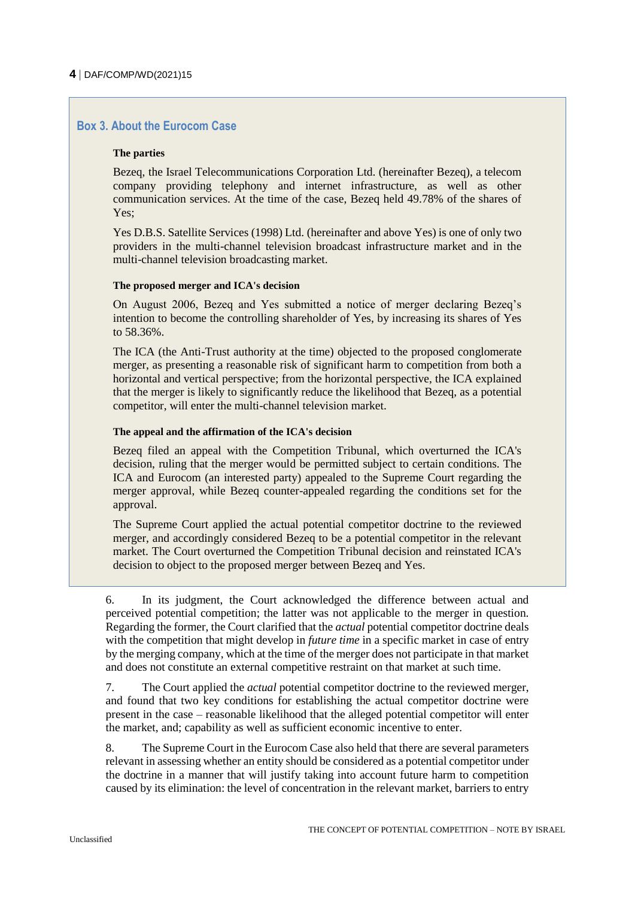### Box 3. About the Eurocom Case

**The parties**

Bezeq, the Israel Telecommunications Corporation Ltd. (hereinafter Bezeq), a telecom company providing telephony and internet infrastructure, as well as other communication services. At the time of the case, Bezeq held 49.78% of the shares of Yes;

Yes D.B.S. Satellite Services (1998) Ltd. (hereinafter and above Yes) is one of only two providers in the multi-channel television broadcast infrastructure market and in the multi-channel television broadcasting market.

**The proposed merger and ICA's decision**

On August 2006, Bezeq and Yes submitted a notice of merger declaring Bezeq's intention to become the controlling shareholder of Yes, by increasing its shares of Yes to 58.36%.

The ICA (the Anti-Trust authority at the time) objected to the proposed conglomerate merger, as presenting a reasonable risk of significant harm to competition from both a horizontal and vertical perspective; from the horizontal perspective, the ICA explained that the merger is likely to significantly reduce the likelihood that Bezeq, as a potential competitor, will enter the multi-channel television market.

**The appeal and the affirmation of the ICA's decision**

Bezeq filed an appeal with the Competition Tribunal, which overturned the ICA's decision, ruling that the merger would be permitted subject to certain conditions. The ICA and Eurocom (an interested party) appealed to the Supreme Court regarding the merger approval, while Bezeq counter-appealed regarding the conditions set for the approval.

The Supreme Court applied the actual potential competitor doctrine to the reviewed merger, and accordingly considered Bezeq to be a potential competitor in the relevant market. The Court overturned the Competition Tribunal decision and reinstated ICA's decision to object to the proposed merger between Bezeq and Yes.

6. In its judgment, the Court acknowledged the difference between actual and perceived potential competition; the latter was not applicable to the merger in question. Regarding the former, the Court clarified that the *actual* potential competitor doctrine deals with the competition that might develop in *future time* in a specific market in case of entry by the merging company, which at the time of the merger does not participate in that market and does not constitute an external competitive restraint on that market at such time.

7. The Court applied the *actual* potential competitor doctrine to the reviewed merger, and found that two key conditions for establishing the actual competitor doctrine were present in the case – reasonable likelihood that the alleged potential competitor will enter the market, and; capability as well as sufficient economic incentive to enter.

8. The Supreme Court in the Eurocom Case also held that there are several parameters relevant in assessing whether an entity should be considered as a potential competitor under the doctrine in a manner that will justify taking into account future harm to competition caused by its elimination: the level of concentration in the relevant market, barriers to entry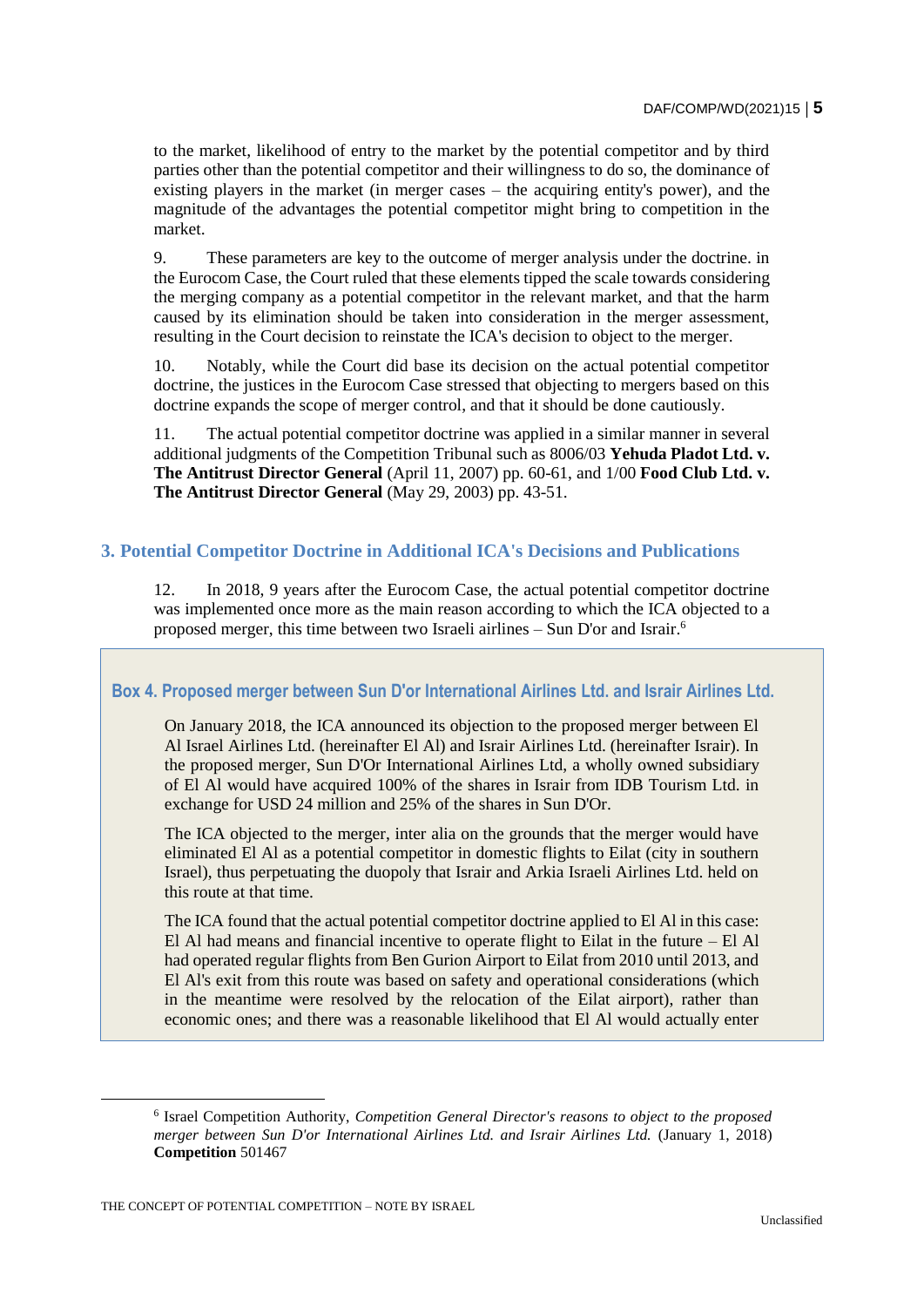to the market, likelihood of entry to the market by the potential competitor and by third parties other than the potential competitor and their willingness to do so, the dominance of existing players in the market (in merger cases – the acquiring entity's power), and the magnitude of the advantages the potential competitor might bring to competition in the market.

9. These parameters are key to the outcome of merger analysis under the doctrine. in the Eurocom Case, the Court ruled that these elements tipped the scale towards considering the merging company as a potential competitor in the relevant market, and that the harm caused by its elimination should be taken into consideration in the merger assessment, resulting in the Court decision to reinstate the ICA's decision to object to the merger.

10. Notably, while the Court did base its decision on the actual potential competitor doctrine, the justices in the Eurocom Case stressed that objecting to mergers based on this doctrine expands the scope of merger control, and that it should be done cautiously.

11. The actual potential competitor doctrine was applied in a similar manner in several additional judgments of the Competition Tribunal such as 8006/03 **Yehuda Pladot Ltd. v. The Antitrust Director General** (April 11, 2007) pp. 60-61, and 1/00 **Food Club Ltd. v. The Antitrust Director General** (May 29, 2003) pp. 43-51.

## 3. Potential Competitor Doctrine in Additional ICA's Decisions and Publications

12. In 2018, 9 years after the Eurocom Case, the actual potential competitor doctrine was implemented once more as the main reason according to which the ICA objected to a proposed merger, this time between two Israeli airlines – Sun D'or and Israir.[6]

### Box 4. Proposed merger between Sun D'or International Airlines Ltd. and Israir Airlines Ltd.

On January 2018, the ICA announced its objection to the proposed merger between El Al Israel Airlines Ltd. (hereinafter El Al) and Israir Airlines Ltd. (hereinafter Israir). In the proposed merger, Sun D'Or International Airlines Ltd, a wholly owned subsidiary of El Al would have acquired 100% of the shares in Israir from IDB Tourism Ltd. in exchange for USD 24 million and 25% of the shares in Sun D'Or.

The ICA objected to the merger, inter alia on the grounds that the merger would have eliminated El Al as a potential competitor in domestic flights to Eilat (city in southern Israel), thus perpetuating the duopoly that Israir and Arkia Israeli Airlines Ltd. held on this route at that time.

The ICA found that the actual potential competitor doctrine applied to El Al in this case: El Al had means and financial incentive to operate flight to Eilat in the future – El Al had operated regular flights from Ben Gurion Airport to Eilat from 2010 until 2013, and El Al's exit from this route was based on safety and operational considerations (which in the meantime were resolved by the relocation of the Eilat airport), rather than economic ones; and there was a reasonable likelihood that El Al would actually enter

---

[6] Israel Competition Authority, *Competition General Director's reasons to object to the proposed merger between Sun D'or International Airlines Ltd. and Israir Airlines Ltd.* (January 1, 2018) **Competition** 501467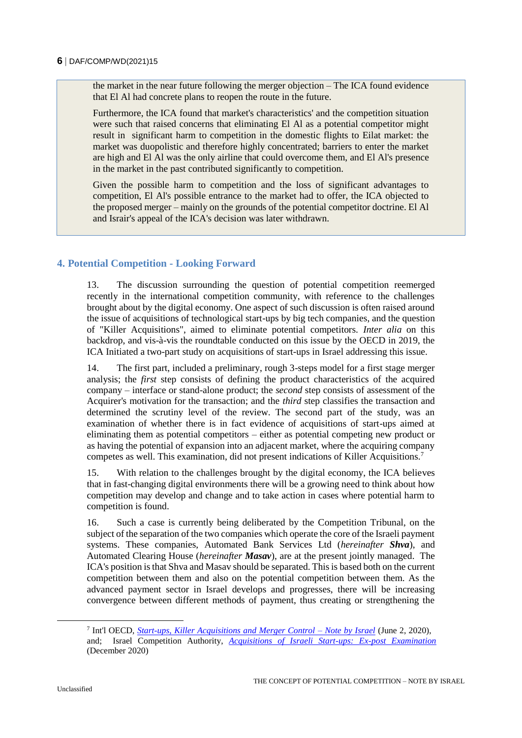the market in the near future following the merger objection – The ICA found evidence that El Al had concrete plans to reopen the route in the future.

Furthermore, the ICA found that market's characteristics' and the competition situation were such that raised concerns that eliminating El Al as a potential competitor might result in significant harm to competition in the domestic flights to Eilat market: the market was duopolistic and therefore highly concentrated; barriers to enter the market are high and El Al was the only airline that could overcome them, and El Al's presence in the market in the past contributed significantly to competition.

Given the possible harm to competition and the loss of significant advantages to competition, El Al's possible entrance to the market had to offer, the ICA objected to the proposed merger – mainly on the grounds of the potential competitor doctrine. El Al and Israir's appeal of the ICA's decision was later withdrawn.

## 4. Potential Competition - Looking Forward

13. The discussion surrounding the question of potential competition reemerged recently in the international competition community, with reference to the challenges brought about by the digital economy. One aspect of such discussion is often raised around the issue of acquisitions of technological start-ups by big tech companies, and the question of "Killer Acquisitions", aimed to eliminate potential competitors. *Inter alia* on this backdrop, and vis-à-vis the roundtable conducted on this issue by the OECD in 2019, the ICA Initiated a two-part study on acquisitions of start-ups in Israel addressing this issue.

14. The first part, included a preliminary, rough 3-steps model for a first stage merger analysis; the *first* step consists of defining the product characteristics of the acquired company – interface or stand-alone product; the *second* step consists of assessment of the Acquirer's motivation for the transaction; and the *third* step classifies the transaction and determined the scrutiny level of the review. The second part of the study, was an examination of whether there is in fact evidence of acquisitions of start-ups aimed at eliminating them as potential competitors – either as potential competing new product or as having the potential of expansion into an adjacent market, where the acquiring company competes as well. This examination, did not present indications of Killer Acquisitions.[7]

15. With relation to the challenges brought by the digital economy, the ICA believes that in fast-changing digital environments there will be a growing need to think about how competition may develop and change and to take action in cases where potential harm to competition is found.

16. Such a case is currently being deliberated by the Competition Tribunal, on the subject of the separation of the two companies which operate the core of the Israeli payment systems. These companies, Automated Bank Services Ltd (*hereinafter* ***Shva***), and Automated Clearing House (*hereinafter* ***Masav***), are at the present jointly managed. The ICA's position is that Shva and Masav should be separated. This is based both on the current competition between them and also on the potential competition between them. As the advanced payment sector in Israel develops and progresses, there will be increasing convergence between different methods of payment, thus creating or strengthening the

---

[7] Int'l OECD, *Start-ups, Killer Acquisitions and Merger Control – Note by Israel* (June 2, 2020), and; Israel Competition Authority, *Acquisitions of Israeli Start-ups: Ex-post Examination* (December 2020)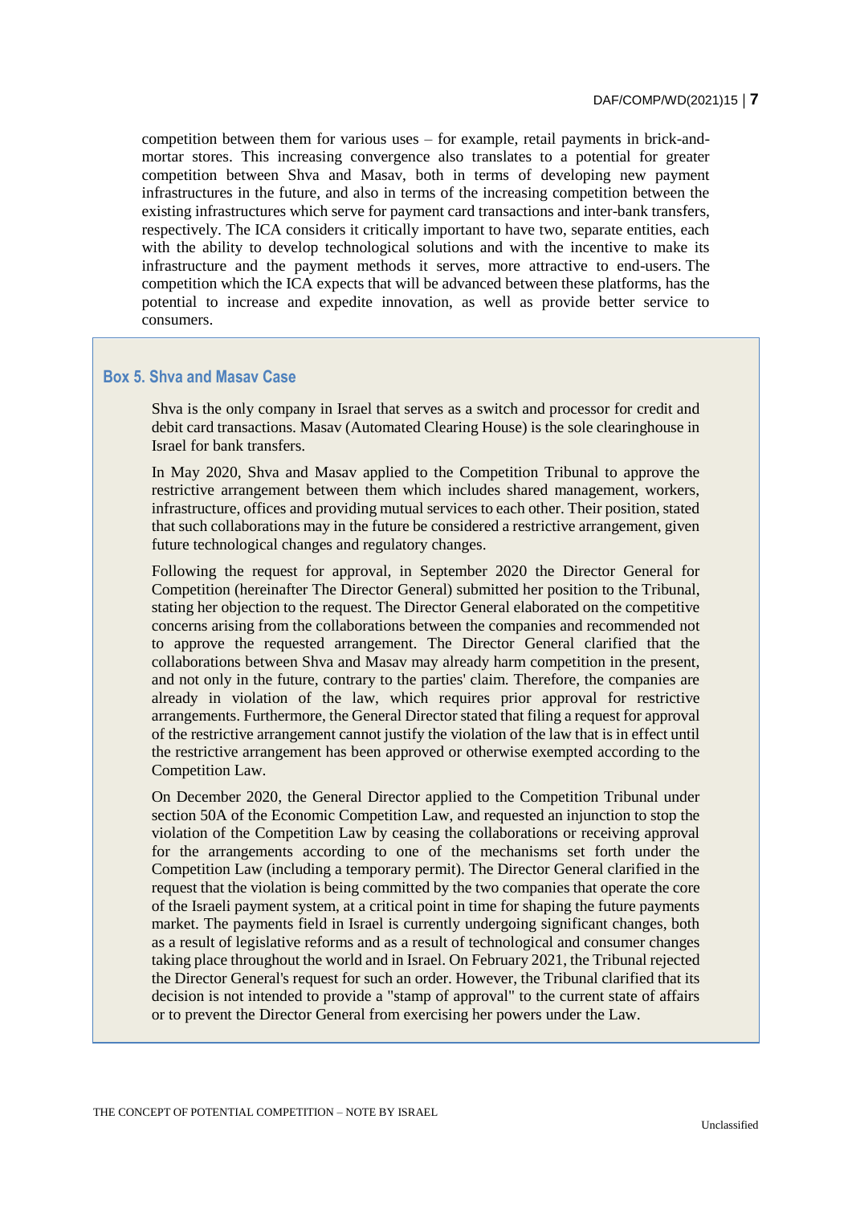competition between them for various uses – for example, retail payments in brick-and-mortar stores. This increasing convergence also translates to a potential for greater competition between Shva and Masav, both in terms of developing new payment infrastructures in the future, and also in terms of the increasing competition between the existing infrastructures which serve for payment card transactions and inter-bank transfers, respectively. The ICA considers it critically important to have two, separate entities, each with the ability to develop technological solutions and with the incentive to make its infrastructure and the payment methods it serves, more attractive to end-users. The competition which the ICA expects that will be advanced between these platforms, has the potential to increase and expedite innovation, as well as provide better service to consumers.

### Box 5. Shva and Masav Case

Shva is the only company in Israel that serves as a switch and processor for credit and debit card transactions. Masav (Automated Clearing House) is the sole clearinghouse in Israel for bank transfers.

In May 2020, Shva and Masav applied to the Competition Tribunal to approve the restrictive arrangement between them which includes shared management, workers, infrastructure, offices and providing mutual services to each other. Their position, stated that such collaborations may in the future be considered a restrictive arrangement, given future technological changes and regulatory changes.

Following the request for approval, in September 2020 the Director General for Competition (hereinafter The Director General) submitted her position to the Tribunal, stating her objection to the request. The Director General elaborated on the competitive concerns arising from the collaborations between the companies and recommended not to approve the requested arrangement. The Director General clarified that the collaborations between Shva and Masav may already harm competition in the present, and not only in the future, contrary to the parties' claim. Therefore, the companies are already in violation of the law, which requires prior approval for restrictive arrangements. Furthermore, the General Director stated that filing a request for approval of the restrictive arrangement cannot justify the violation of the law that is in effect until the restrictive arrangement has been approved or otherwise exempted according to the Competition Law.

On December 2020, the General Director applied to the Competition Tribunal under section 50A of the Economic Competition Law, and requested an injunction to stop the violation of the Competition Law by ceasing the collaborations or receiving approval for the arrangements according to one of the mechanisms set forth under the Competition Law (including a temporary permit). The Director General clarified in the request that the violation is being committed by the two companies that operate the core of the Israeli payment system, at a critical point in time for shaping the future payments market. The payments field in Israel is currently undergoing significant changes, both as a result of legislative reforms and as a result of technological and consumer changes taking place throughout the world and in Israel. On February 2021, the Tribunal rejected the Director General's request for such an order. However, the Tribunal clarified that its decision is not intended to provide a "stamp of approval" to the current state of affairs or to prevent the Director General from exercising her powers under the Law.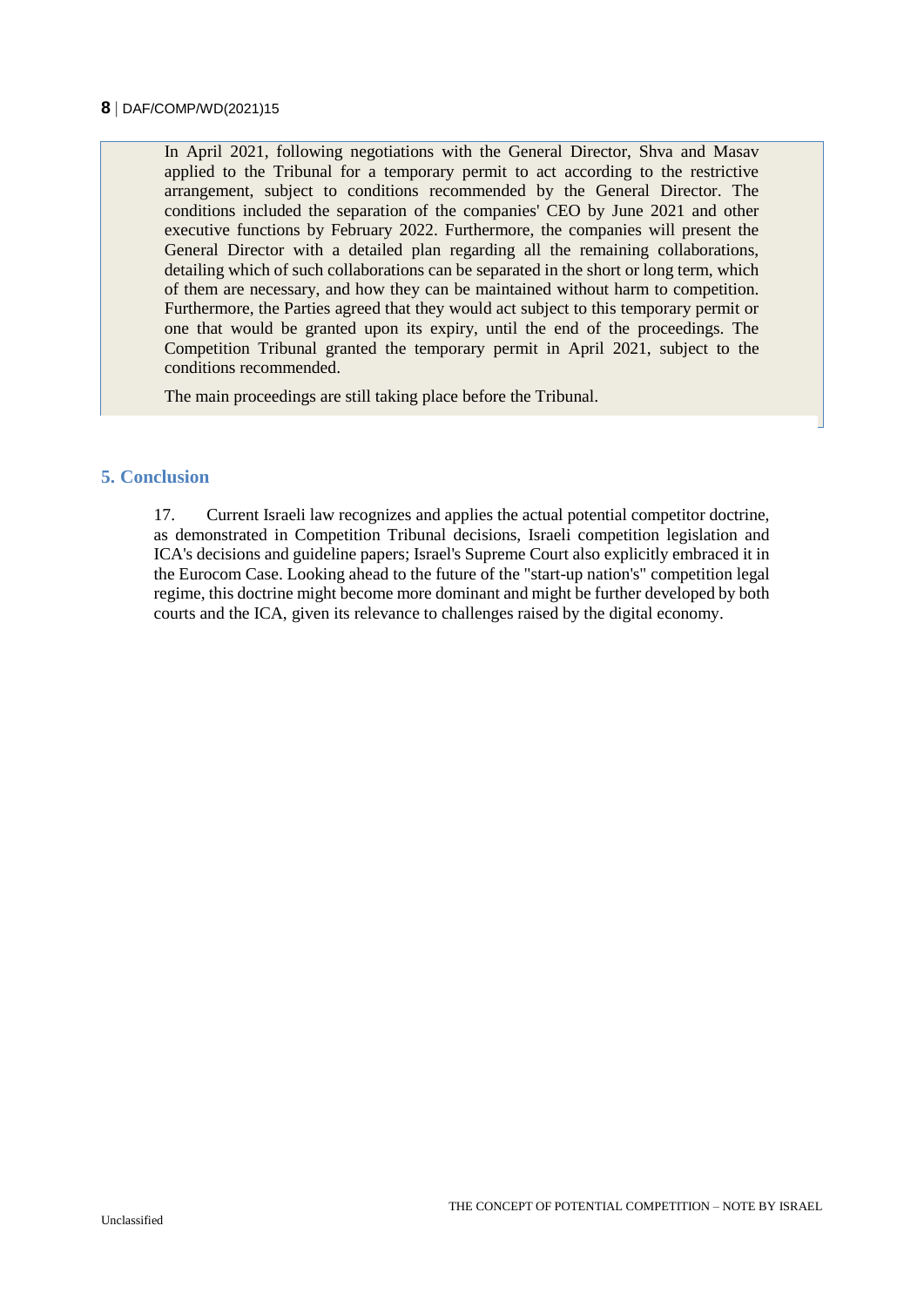In April 2021, following negotiations with the General Director, Shva and Masav applied to the Tribunal for a temporary permit to act according to the restrictive arrangement, subject to conditions recommended by the General Director. The conditions included the separation of the companies' CEO by June 2021 and other executive functions by February 2022. Furthermore, the companies will present the General Director with a detailed plan regarding all the remaining collaborations, detailing which of such collaborations can be separated in the short or long term, which of them are necessary, and how they can be maintained without harm to competition. Furthermore, the Parties agreed that they would act subject to this temporary permit or one that would be granted upon its expiry, until the end of the proceedings. The Competition Tribunal granted the temporary permit in April 2021, subject to the conditions recommended.

The main proceedings are still taking place before the Tribunal.

## 5. Conclusion

17. Current Israeli law recognizes and applies the actual potential competitor doctrine, as demonstrated in Competition Tribunal decisions, Israeli competition legislation and ICA's decisions and guideline papers; Israel's Supreme Court also explicitly embraced it in the Eurocom Case. Looking ahead to the future of the "start-up nation's" competition legal regime, this doctrine might become more dominant and might be further developed by both courts and the ICA, given its relevance to challenges raised by the digital economy.